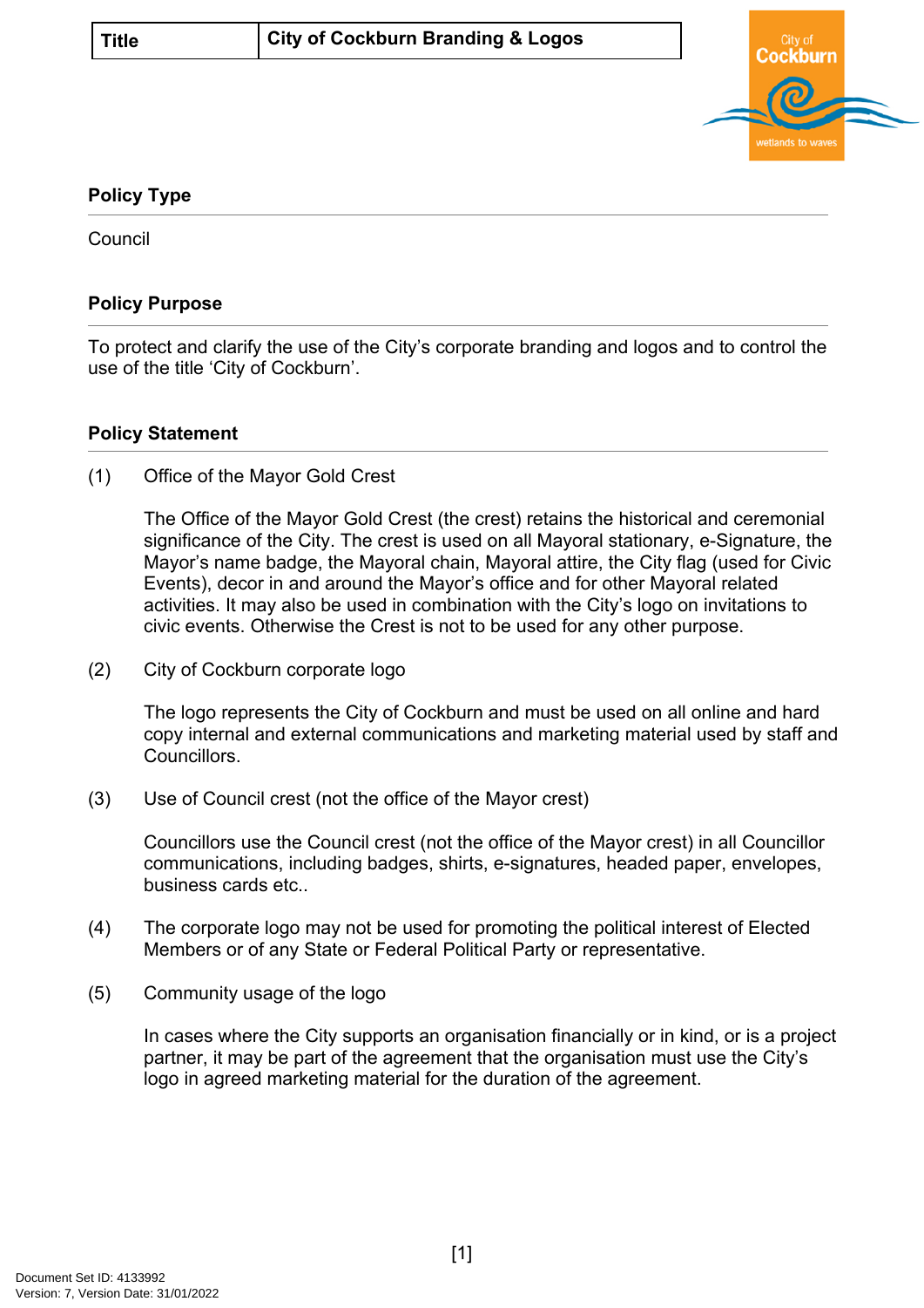| Title | City of Cockburn Branding & Logos |
|---|---|

## Policy Type

Council

## Policy Purpose

To protect and clarify the use of the City's corporate branding and logos and to control the use of the title 'City of Cockburn'.

## Policy Statement

(1) Office of the Mayor Gold Crest

The Office of the Mayor Gold Crest (the crest) retains the historical and ceremonial significance of the City. The crest is used on all Mayoral stationary, e-Signature, the Mayor's name badge, the Mayoral chain, Mayoral attire, the City flag (used for Civic Events), decor in and around the Mayor's office and for other Mayoral related activities. It may also be used in combination with the City's logo on invitations to civic events. Otherwise the Crest is not to be used for any other purpose.

(2) City of Cockburn corporate logo

The logo represents the City of Cockburn and must be used on all online and hard copy internal and external communications and marketing material used by staff and Councillors.

(3) Use of Council crest (not the office of the Mayor crest)

Councillors use the Council crest (not the office of the Mayor crest) in all Councillor communications, including badges, shirts, e-signatures, headed paper, envelopes, business cards etc..

(4) The corporate logo may not be used for promoting the political interest of Elected Members or of any State or Federal Political Party or representative.

(5) Community usage of the logo

In cases where the City supports an organisation financially or in kind, or is a project partner, it may be part of the agreement that the organisation must use the City's logo in agreed marketing material for the duration of the agreement.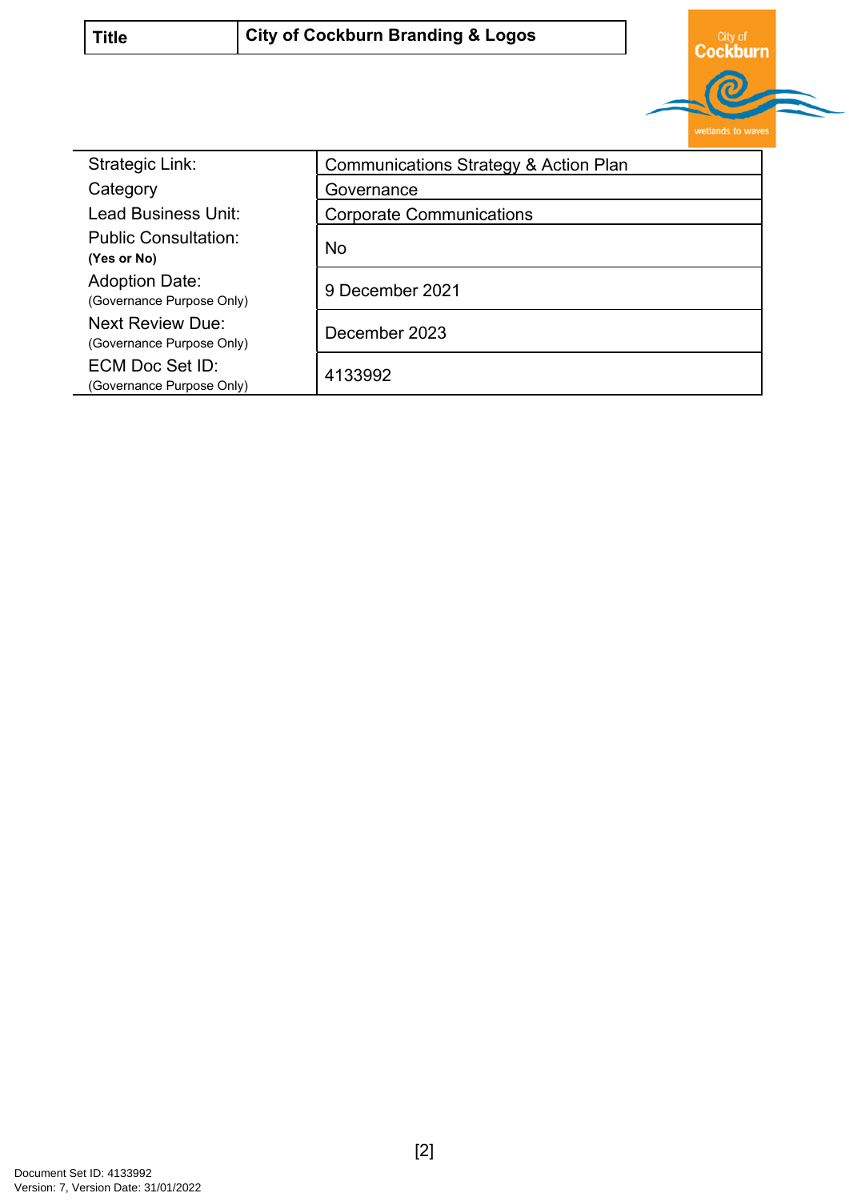| Title | City of Cockburn Branding & Logos |
|---|---|

| | |
|---|---|
| Strategic Link: | Communications Strategy & Action Plan |
| Category | Governance |
| Lead Business Unit: | Corporate Communications |
| Public Consultation: (Yes or No) | No |
| Adoption Date: (Governance Purpose Only) | 9 December 2021 |
| Next Review Due: (Governance Purpose Only) | December 2023 |
| ECM Doc Set ID: (Governance Purpose Only) | 4133992 |

Document Set ID: 4133992
Version: 7, Version Date: 31/01/2022